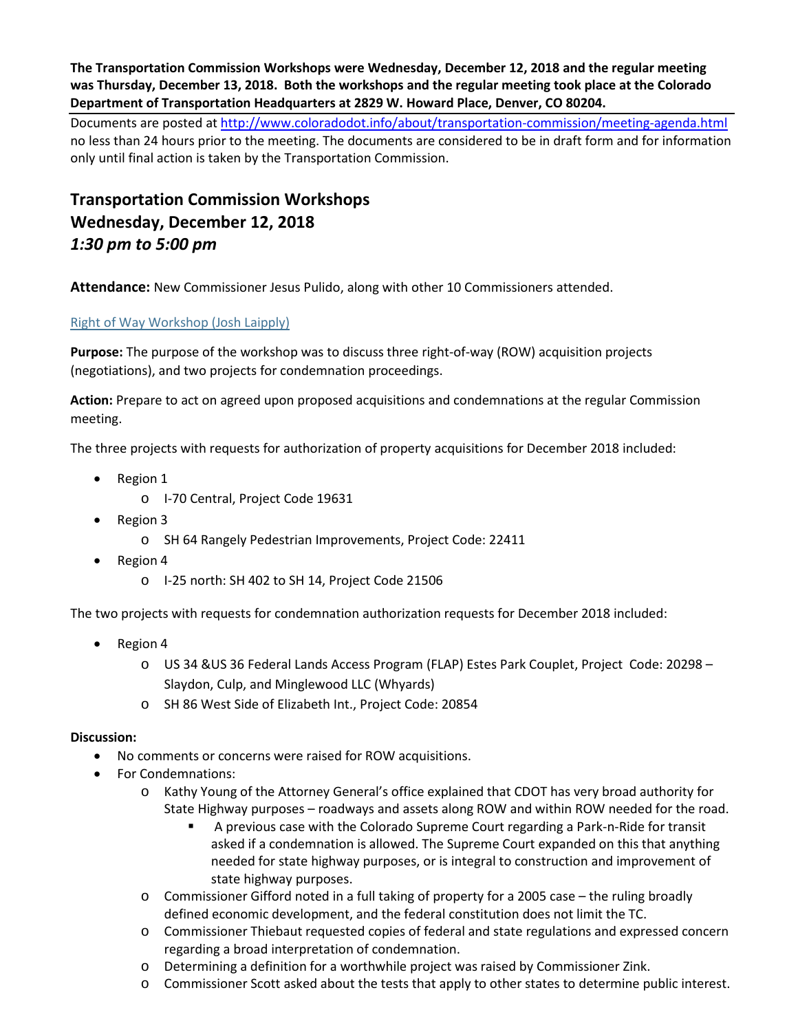**The Transportation Commission Workshops were Wednesday, December 12, 2018 and the regular meeting was Thursday, December 13, 2018. Both the workshops and the regular meeting took place at the Colorado Department of Transportation Headquarters at 2829 W. Howard Place, Denver, CO 80204.**

Documents are posted at http://www.coloradodot.info/about/transportation-commission/meeting-agenda.html no less than 24 hours prior to the meeting. The documents are considered to be in draft form and for information only until final action is taken by the Transportation Commission.

## Transportation Commission Workshops
## Wednesday, December 12, 2018
## *1:30 pm to 5:00 pm*

**Attendance:** New Commissioner Jesus Pulido, along with other 10 Commissioners attended.

### Right of Way Workshop (Josh Laipply)

**Purpose:** The purpose of the workshop was to discuss three right-of-way (ROW) acquisition projects (negotiations), and two projects for condemnation proceedings.

**Action:** Prepare to act on agreed upon proposed acquisitions and condemnations at the regular Commission meeting.

The three projects with requests for authorization of property acquisitions for December 2018 included:

- Region 1
  - I-70 Central, Project Code 19631
- Region 3
  - SH 64 Rangely Pedestrian Improvements, Project Code: 22411
- Region 4
  - I-25 north: SH 402 to SH 14, Project Code 21506

The two projects with requests for condemnation authorization requests for December 2018 included:

- Region 4
  - US 34 &US 36 Federal Lands Access Program (FLAP) Estes Park Couplet, Project Code: 20298 – Slaydon, Culp, and Minglewood LLC (Whyards)
  - SH 86 West Side of Elizabeth Int., Project Code: 20854

**Discussion:**

- No comments or concerns were raised for ROW acquisitions.
- For Condemnations:
  - Kathy Young of the Attorney General's office explained that CDOT has very broad authority for State Highway purposes – roadways and assets along ROW and within ROW needed for the road.
    - A previous case with the Colorado Supreme Court regarding a Park-n-Ride for transit asked if a condemnation is allowed. The Supreme Court expanded on this that anything needed for state highway purposes, or is integral to construction and improvement of state highway purposes.
  - Commissioner Gifford noted in a full taking of property for a 2005 case – the ruling broadly defined economic development, and the federal constitution does not limit the TC.
  - Commissioner Thiebaut requested copies of federal and state regulations and expressed concern regarding a broad interpretation of condemnation.
  - Determining a definition for a worthwhile project was raised by Commissioner Zink.
  - Commissioner Scott asked about the tests that apply to other states to determine public interest.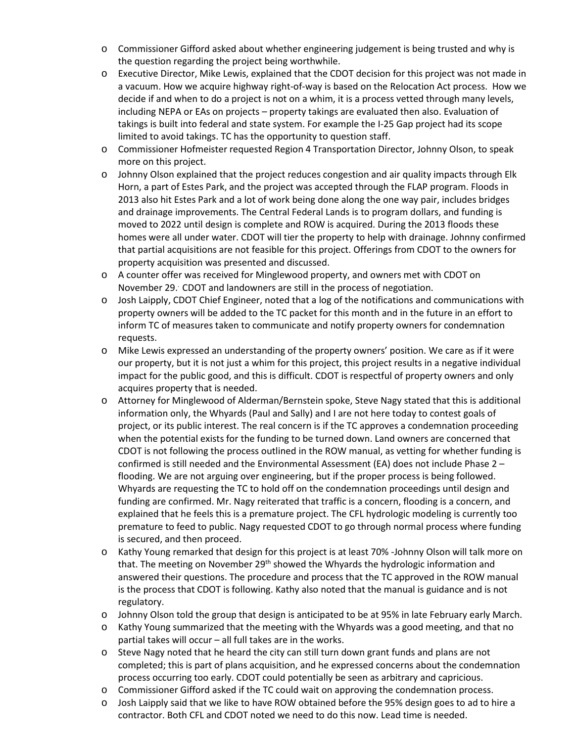- Commissioner Gifford asked about whether engineering judgement is being trusted and why is the question regarding the project being worthwhile.
- Executive Director, Mike Lewis, explained that the CDOT decision for this project was not made in a vacuum. How we acquire highway right-of-way is based on the Relocation Act process. How we decide if and when to do a project is not on a whim, it is a process vetted through many levels, including NEPA or EAs on projects – property takings are evaluated then also. Evaluation of takings is built into federal and state system. For example the I-25 Gap project had its scope limited to avoid takings. TC has the opportunity to question staff.
- Commissioner Hofmeister requested Region 4 Transportation Director, Johnny Olson, to speak more on this project.
- Johnny Olson explained that the project reduces congestion and air quality impacts through Elk Horn, a part of Estes Park, and the project was accepted through the FLAP program. Floods in 2013 also hit Estes Park and a lot of work being done along the one way pair, includes bridges and drainage improvements. The Central Federal Lands is to program dollars, and funding is moved to 2022 until design is complete and ROW is acquired. During the 2013 floods these homes were all under water. CDOT will tier the property to help with drainage. Johnny confirmed that partial acquisitions are not feasible for this project. Offerings from CDOT to the owners for property acquisition was presented and discussed.
- A counter offer was received for Minglewood property, and owners met with CDOT on November 29. CDOT and landowners are still in the process of negotiation.
- Josh Laipply, CDOT Chief Engineer, noted that a log of the notifications and communications with property owners will be added to the TC packet for this month and in the future in an effort to inform TC of measures taken to communicate and notify property owners for condemnation requests.
- Mike Lewis expressed an understanding of the property owners' position. We care as if it were our property, but it is not just a whim for this project, this project results in a negative individual impact for the public good, and this is difficult. CDOT is respectful of property owners and only acquires property that is needed.
- Attorney for Minglewood of Alderman/Bernstein spoke, Steve Nagy stated that this is additional information only, the Whyards (Paul and Sally) and I are not here today to contest goals of project, or its public interest. The real concern is if the TC approves a condemnation proceeding when the potential exists for the funding to be turned down. Land owners are concerned that CDOT is not following the process outlined in the ROW manual, as vetting for whether funding is confirmed is still needed and the Environmental Assessment (EA) does not include Phase 2 – flooding. We are not arguing over engineering, but if the proper process is being followed. Whyards are requesting the TC to hold off on the condemnation proceedings until design and funding are confirmed. Mr. Nagy reiterated that traffic is a concern, flooding is a concern, and explained that he feels this is a premature project. The CFL hydrologic modeling is currently too premature to feed to public. Nagy requested CDOT to go through normal process where funding is secured, and then proceed.
- Kathy Young remarked that design for this project is at least 70% -Johnny Olson will talk more on that. The meeting on November 29th showed the Whyards the hydrologic information and answered their questions. The procedure and process that the TC approved in the ROW manual is the process that CDOT is following. Kathy also noted that the manual is guidance and is not regulatory.
- Johnny Olson told the group that design is anticipated to be at 95% in late February early March.
- Kathy Young summarized that the meeting with the Whyards was a good meeting, and that no partial takes will occur – all full takes are in the works.
- Steve Nagy noted that he heard the city can still turn down grant funds and plans are not completed; this is part of plans acquisition, and he expressed concerns about the condemnation process occurring too early. CDOT could potentially be seen as arbitrary and capricious.
- Commissioner Gifford asked if the TC could wait on approving the condemnation process.
- Josh Laipply said that we like to have ROW obtained before the 95% design goes to ad to hire a contractor. Both CFL and CDOT noted we need to do this now. Lead time is needed.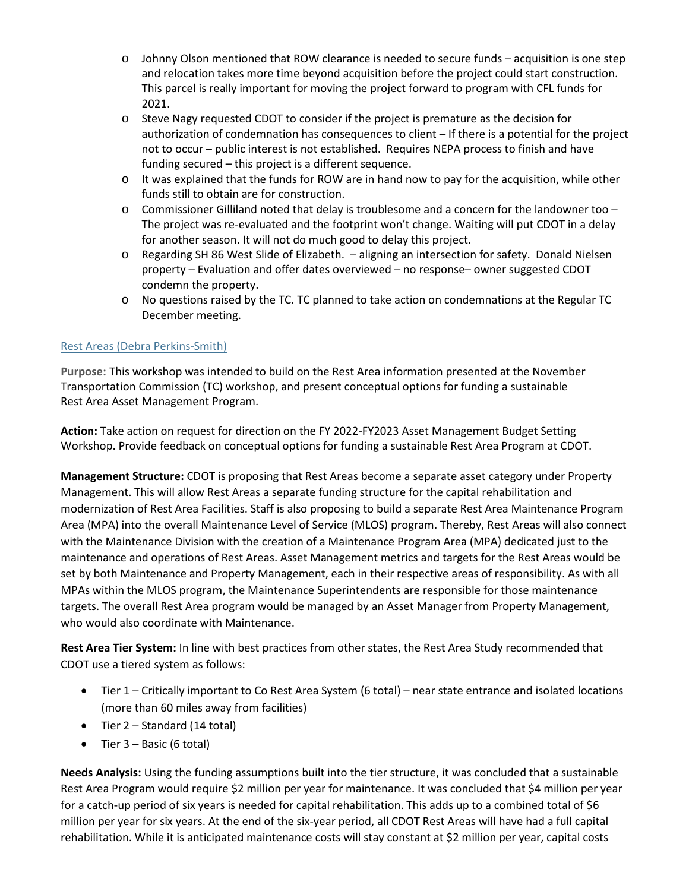- Johnny Olson mentioned that ROW clearance is needed to secure funds – acquisition is one step and relocation takes more time beyond acquisition before the project could start construction. This parcel is really important for moving the project forward to program with CFL funds for 2021.
- Steve Nagy requested CDOT to consider if the project is premature as the decision for authorization of condemnation has consequences to client – If there is a potential for the project not to occur – public interest is not established. Requires NEPA process to finish and have funding secured – this project is a different sequence.
- It was explained that the funds for ROW are in hand now to pay for the acquisition, while other funds still to obtain are for construction.
- Commissioner Gilliland noted that delay is troublesome and a concern for the landowner too – The project was re-evaluated and the footprint won't change. Waiting will put CDOT in a delay for another season. It will not do much good to delay this project.
- Regarding SH 86 West Slide of Elizabeth. – aligning an intersection for safety. Donald Nielsen property – Evaluation and offer dates overviewed – no response– owner suggested CDOT condemn the property.
- No questions raised by the TC. TC planned to take action on condemnations at the Regular TC December meeting.

## Rest Areas (Debra Perkins-Smith)

**Purpose:** This workshop was intended to build on the Rest Area information presented at the November Transportation Commission (TC) workshop, and present conceptual options for funding a sustainable Rest Area Asset Management Program.

**Action:** Take action on request for direction on the FY 2022-FY2023 Asset Management Budget Setting Workshop. Provide feedback on conceptual options for funding a sustainable Rest Area Program at CDOT.

**Management Structure:** CDOT is proposing that Rest Areas become a separate asset category under Property Management. This will allow Rest Areas a separate funding structure for the capital rehabilitation and modernization of Rest Area Facilities. Staff is also proposing to build a separate Rest Area Maintenance Program Area (MPA) into the overall Maintenance Level of Service (MLOS) program. Thereby, Rest Areas will also connect with the Maintenance Division with the creation of a Maintenance Program Area (MPA) dedicated just to the maintenance and operations of Rest Areas. Asset Management metrics and targets for the Rest Areas would be set by both Maintenance and Property Management, each in their respective areas of responsibility. As with all MPAs within the MLOS program, the Maintenance Superintendents are responsible for those maintenance targets. The overall Rest Area program would be managed by an Asset Manager from Property Management, who would also coordinate with Maintenance.

**Rest Area Tier System:** In line with best practices from other states, the Rest Area Study recommended that CDOT use a tiered system as follows:

- Tier 1 – Critically important to Co Rest Area System (6 total) – near state entrance and isolated locations (more than 60 miles away from facilities)
- Tier 2 – Standard (14 total)
- Tier 3 – Basic (6 total)

**Needs Analysis:** Using the funding assumptions built into the tier structure, it was concluded that a sustainable Rest Area Program would require \$2 million per year for maintenance. It was concluded that \$4 million per year for a catch-up period of six years is needed for capital rehabilitation. This adds up to a combined total of \$6 million per year for six years. At the end of the six-year period, all CDOT Rest Areas will have had a full capital rehabilitation. While it is anticipated maintenance costs will stay constant at \$2 million per year, capital costs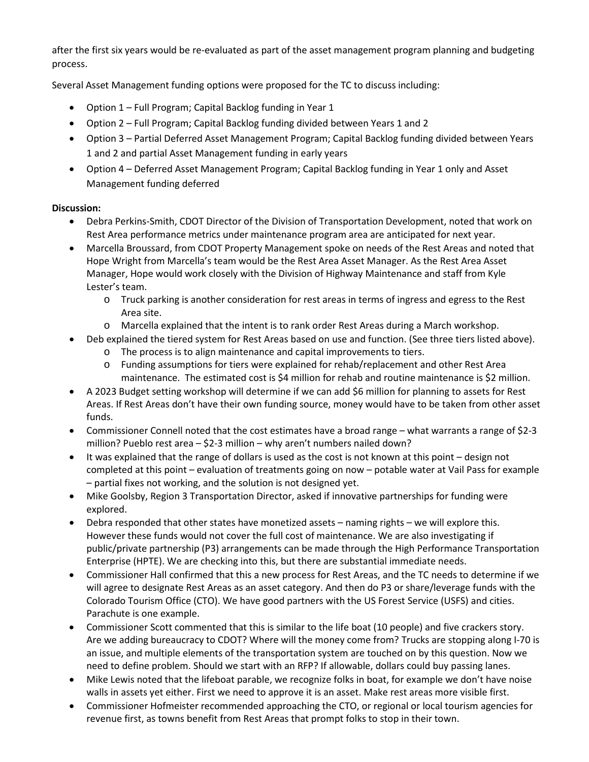after the first six years would be re-evaluated as part of the asset management program planning and budgeting process.

Several Asset Management funding options were proposed for the TC to discuss including:

- Option 1 – Full Program; Capital Backlog funding in Year 1
- Option 2 – Full Program; Capital Backlog funding divided between Years 1 and 2
- Option 3 – Partial Deferred Asset Management Program; Capital Backlog funding divided between Years 1 and 2 and partial Asset Management funding in early years
- Option 4 – Deferred Asset Management Program; Capital Backlog funding in Year 1 only and Asset Management funding deferred

**Discussion:**

- Debra Perkins-Smith, CDOT Director of the Division of Transportation Development, noted that work on Rest Area performance metrics under maintenance program area are anticipated for next year.
- Marcella Broussard, from CDOT Property Management spoke on needs of the Rest Areas and noted that Hope Wright from Marcella's team would be the Rest Area Asset Manager. As the Rest Area Asset Manager, Hope would work closely with the Division of Highway Maintenance and staff from Kyle Lester's team.
    - Truck parking is another consideration for rest areas in terms of ingress and egress to the Rest Area site.
    - Marcella explained that the intent is to rank order Rest Areas during a March workshop.
- Deb explained the tiered system for Rest Areas based on use and function. (See three tiers listed above).
    - The process is to align maintenance and capital improvements to tiers.
    - Funding assumptions for tiers were explained for rehab/replacement and other Rest Area maintenance. The estimated cost is $4 million for rehab and routine maintenance is $2 million.
- A 2023 Budget setting workshop will determine if we can add $6 million for planning to assets for Rest Areas. If Rest Areas don't have their own funding source, money would have to be taken from other asset funds.
- Commissioner Connell noted that the cost estimates have a broad range – what warrants a range of $2-3 million? Pueblo rest area – $2-3 million – why aren't numbers nailed down?
- It was explained that the range of dollars is used as the cost is not known at this point – design not completed at this point – evaluation of treatments going on now – potable water at Vail Pass for example – partial fixes not working, and the solution is not designed yet.
- Mike Goolsby, Region 3 Transportation Director, asked if innovative partnerships for funding were explored.
- Debra responded that other states have monetized assets – naming rights – we will explore this. However these funds would not cover the full cost of maintenance. We are also investigating if public/private partnership (P3) arrangements can be made through the High Performance Transportation Enterprise (HPTE). We are checking into this, but there are substantial immediate needs.
- Commissioner Hall confirmed that this a new process for Rest Areas, and the TC needs to determine if we will agree to designate Rest Areas as an asset category. And then do P3 or share/leverage funds with the Colorado Tourism Office (CTO). We have good partners with the US Forest Service (USFS) and cities. Parachute is one example.
- Commissioner Scott commented that this is similar to the life boat (10 people) and five crackers story. Are we adding bureaucracy to CDOT? Where will the money come from? Trucks are stopping along I-70 is an issue, and multiple elements of the transportation system are touched on by this question. Now we need to define problem. Should we start with an RFP? If allowable, dollars could buy passing lanes.
- Mike Lewis noted that the lifeboat parable, we recognize folks in boat, for example we don't have noise walls in assets yet either. First we need to approve it is an asset. Make rest areas more visible first.
- Commissioner Hofmeister recommended approaching the CTO, or regional or local tourism agencies for revenue first, as towns benefit from Rest Areas that prompt folks to stop in their town.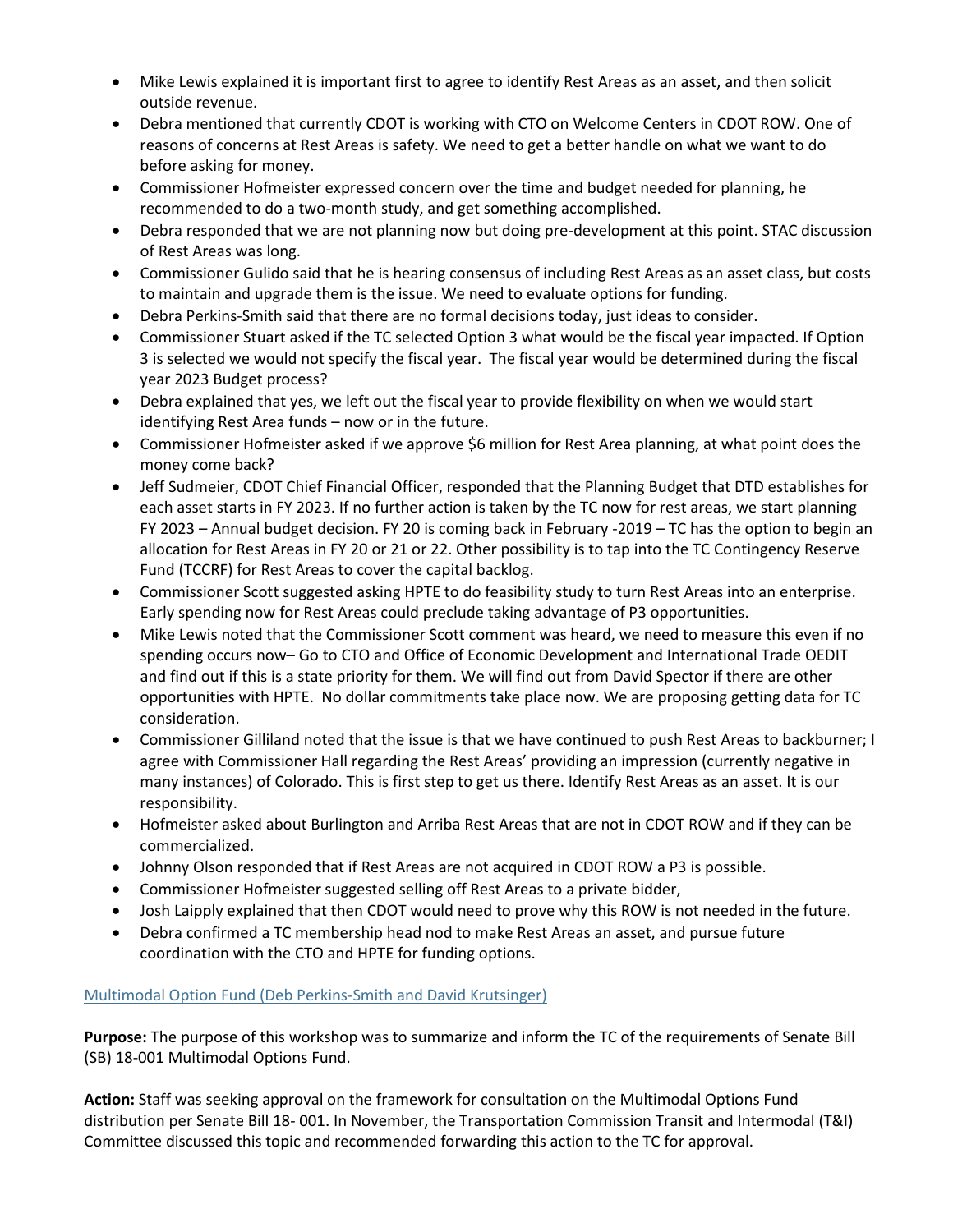- Mike Lewis explained it is important first to agree to identify Rest Areas as an asset, and then solicit outside revenue.
- Debra mentioned that currently CDOT is working with CTO on Welcome Centers in CDOT ROW. One of reasons of concerns at Rest Areas is safety. We need to get a better handle on what we want to do before asking for money.
- Commissioner Hofmeister expressed concern over the time and budget needed for planning, he recommended to do a two-month study, and get something accomplished.
- Debra responded that we are not planning now but doing pre-development at this point. STAC discussion of Rest Areas was long.
- Commissioner Gulido said that he is hearing consensus of including Rest Areas as an asset class, but costs to maintain and upgrade them is the issue. We need to evaluate options for funding.
- Debra Perkins-Smith said that there are no formal decisions today, just ideas to consider.
- Commissioner Stuart asked if the TC selected Option 3 what would be the fiscal year impacted. If Option 3 is selected we would not specify the fiscal year. The fiscal year would be determined during the fiscal year 2023 Budget process?
- Debra explained that yes, we left out the fiscal year to provide flexibility on when we would start identifying Rest Area funds – now or in the future.
- Commissioner Hofmeister asked if we approve $6 million for Rest Area planning, at what point does the money come back?
- Jeff Sudmeier, CDOT Chief Financial Officer, responded that the Planning Budget that DTD establishes for each asset starts in FY 2023. If no further action is taken by the TC now for rest areas, we start planning FY 2023 – Annual budget decision. FY 20 is coming back in February -2019 – TC has the option to begin an allocation for Rest Areas in FY 20 or 21 or 22. Other possibility is to tap into the TC Contingency Reserve Fund (TCCRF) for Rest Areas to cover the capital backlog.
- Commissioner Scott suggested asking HPTE to do feasibility study to turn Rest Areas into an enterprise. Early spending now for Rest Areas could preclude taking advantage of P3 opportunities.
- Mike Lewis noted that the Commissioner Scott comment was heard, we need to measure this even if no spending occurs now– Go to CTO and Office of Economic Development and International Trade OEDIT and find out if this is a state priority for them. We will find out from David Spector if there are other opportunities with HPTE. No dollar commitments take place now. We are proposing getting data for TC consideration.
- Commissioner Gilliland noted that the issue is that we have continued to push Rest Areas to backburner; I agree with Commissioner Hall regarding the Rest Areas' providing an impression (currently negative in many instances) of Colorado. This is first step to get us there. Identify Rest Areas as an asset. It is our responsibility.
- Hofmeister asked about Burlington and Arriba Rest Areas that are not in CDOT ROW and if they can be commercialized.
- Johnny Olson responded that if Rest Areas are not acquired in CDOT ROW a P3 is possible.
- Commissioner Hofmeister suggested selling off Rest Areas to a private bidder,
- Josh Laipply explained that then CDOT would need to prove why this ROW is not needed in the future.
- Debra confirmed a TC membership head nod to make Rest Areas an asset, and pursue future coordination with the CTO and HPTE for funding options.

### Multimodal Option Fund (Deb Perkins-Smith and David Krutsinger)

**Purpose:** The purpose of this workshop was to summarize and inform the TC of the requirements of Senate Bill (SB) 18-001 Multimodal Options Fund.

**Action:** Staff was seeking approval on the framework for consultation on the Multimodal Options Fund distribution per Senate Bill 18- 001. In November, the Transportation Commission Transit and Intermodal (T&I) Committee discussed this topic and recommended forwarding this action to the TC for approval.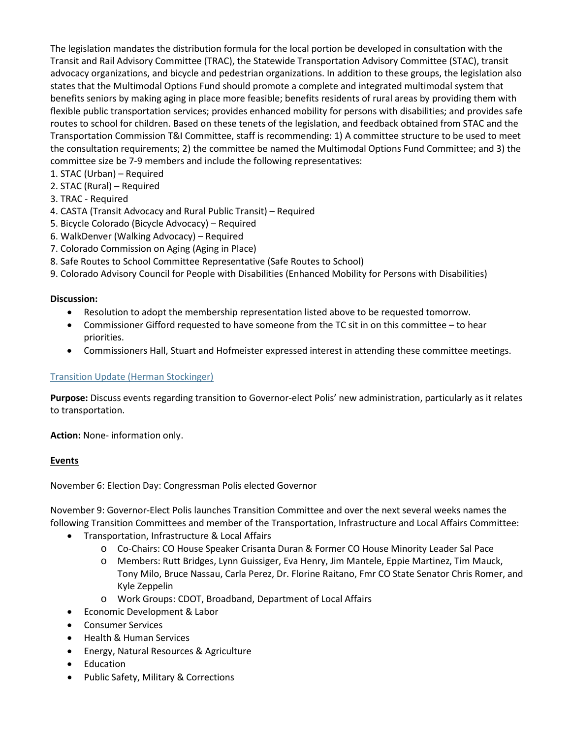The legislation mandates the distribution formula for the local portion be developed in consultation with the Transit and Rail Advisory Committee (TRAC), the Statewide Transportation Advisory Committee (STAC), transit advocacy organizations, and bicycle and pedestrian organizations. In addition to these groups, the legislation also states that the Multimodal Options Fund should promote a complete and integrated multimodal system that benefits seniors by making aging in place more feasible; benefits residents of rural areas by providing them with flexible public transportation services; provides enhanced mobility for persons with disabilities; and provides safe routes to school for children. Based on these tenets of the legislation, and feedback obtained from STAC and the Transportation Commission T&I Committee, staff is recommending: 1) A committee structure to be used to meet the consultation requirements; 2) the committee be named the Multimodal Options Fund Committee; and 3) the committee size be 7-9 members and include the following representatives:

1. STAC (Urban) – Required
2. STAC (Rural) – Required
3. TRAC - Required
4. CASTA (Transit Advocacy and Rural Public Transit) – Required
5. Bicycle Colorado (Bicycle Advocacy) – Required
6. WalkDenver (Walking Advocacy) – Required
7. Colorado Commission on Aging (Aging in Place)
8. Safe Routes to School Committee Representative (Safe Routes to School)
9. Colorado Advisory Council for People with Disabilities (Enhanced Mobility for Persons with Disabilities)

**Discussion:**

- Resolution to adopt the membership representation listed above to be requested tomorrow.
- Commissioner Gifford requested to have someone from the TC sit in on this committee – to hear priorities.
- Commissioners Hall, Stuart and Hofmeister expressed interest in attending these committee meetings.

## Transition Update (Herman Stockinger)

**Purpose:** Discuss events regarding transition to Governor-elect Polis' new administration, particularly as it relates to transportation.

**Action:** None- information only.

**Events**

November 6: Election Day: Congressman Polis elected Governor

November 9: Governor-Elect Polis launches Transition Committee and over the next several weeks names the following Transition Committees and member of the Transportation, Infrastructure and Local Affairs Committee:

- Transportation, Infrastructure & Local Affairs
    - Co-Chairs: CO House Speaker Crisanta Duran & Former CO House Minority Leader Sal Pace
    - Members: Rutt Bridges, Lynn Guissiger, Eva Henry, Jim Mantele, Eppie Martinez, Tim Mauck, Tony Milo, Bruce Nassau, Carla Perez, Dr. Florine Raitano, Fmr CO State Senator Chris Romer, and Kyle Zeppelin
    - Work Groups: CDOT, Broadband, Department of Local Affairs
- Economic Development & Labor
- Consumer Services
- Health & Human Services
- Energy, Natural Resources & Agriculture
- Education
- Public Safety, Military & Corrections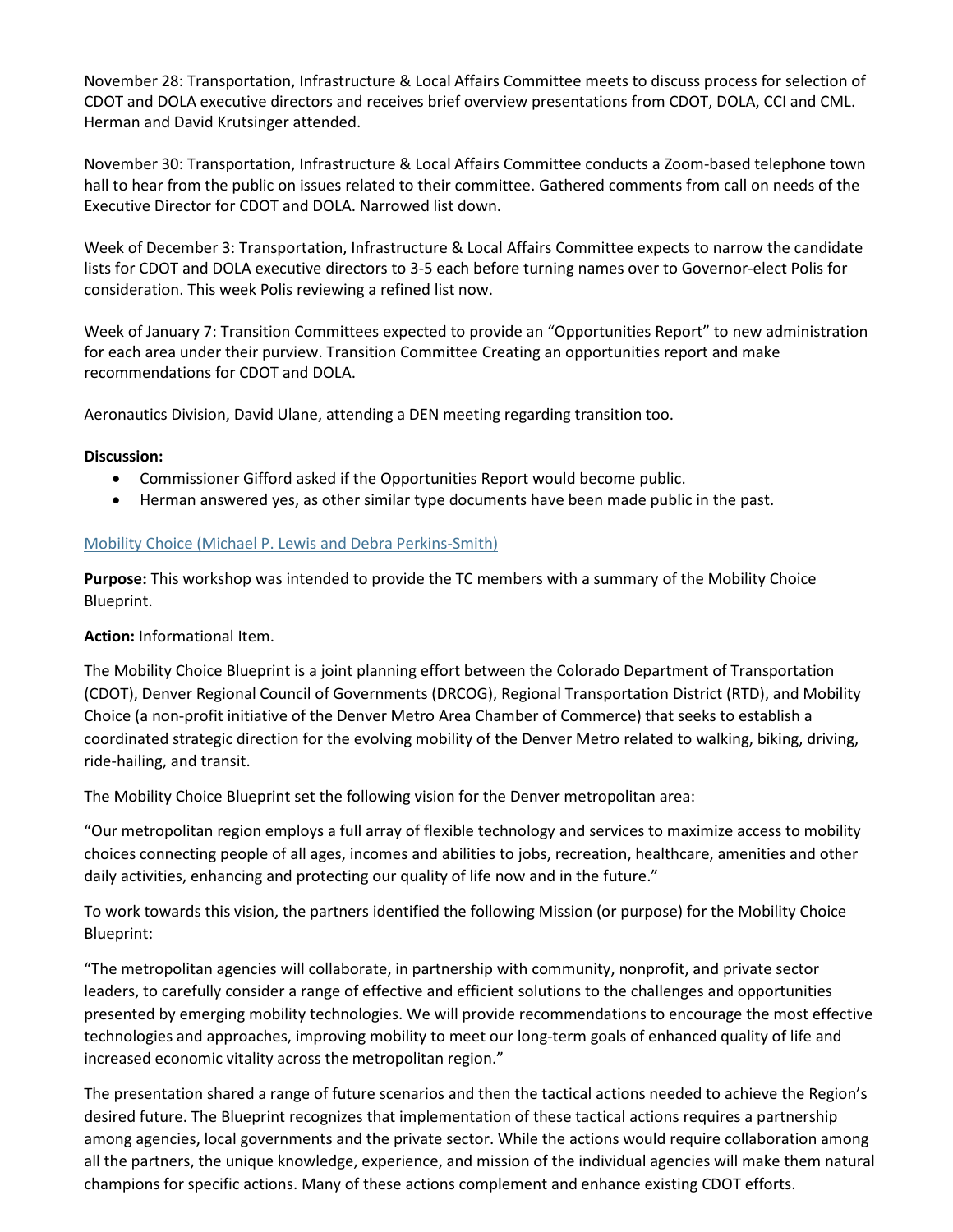November 28: Transportation, Infrastructure & Local Affairs Committee meets to discuss process for selection of CDOT and DOLA executive directors and receives brief overview presentations from CDOT, DOLA, CCI and CML. Herman and David Krutsinger attended.

November 30: Transportation, Infrastructure & Local Affairs Committee conducts a Zoom-based telephone town hall to hear from the public on issues related to their committee. Gathered comments from call on needs of the Executive Director for CDOT and DOLA. Narrowed list down.

Week of December 3: Transportation, Infrastructure & Local Affairs Committee expects to narrow the candidate lists for CDOT and DOLA executive directors to 3-5 each before turning names over to Governor-elect Polis for consideration. This week Polis reviewing a refined list now.

Week of January 7: Transition Committees expected to provide an "Opportunities Report" to new administration for each area under their purview. Transition Committee Creating an opportunities report and make recommendations for CDOT and DOLA.

Aeronautics Division, David Ulane, attending a DEN meeting regarding transition too.

**Discussion:**

- Commissioner Gifford asked if the Opportunities Report would become public.
- Herman answered yes, as other similar type documents have been made public in the past.

### Mobility Choice (Michael P. Lewis and Debra Perkins-Smith)

**Purpose:** This workshop was intended to provide the TC members with a summary of the Mobility Choice Blueprint.

**Action:** Informational Item.

The Mobility Choice Blueprint is a joint planning effort between the Colorado Department of Transportation (CDOT), Denver Regional Council of Governments (DRCOG), Regional Transportation District (RTD), and Mobility Choice (a non-profit initiative of the Denver Metro Area Chamber of Commerce) that seeks to establish a coordinated strategic direction for the evolving mobility of the Denver Metro related to walking, biking, driving, ride-hailing, and transit.

The Mobility Choice Blueprint set the following vision for the Denver metropolitan area:

"Our metropolitan region employs a full array of flexible technology and services to maximize access to mobility choices connecting people of all ages, incomes and abilities to jobs, recreation, healthcare, amenities and other daily activities, enhancing and protecting our quality of life now and in the future."

To work towards this vision, the partners identified the following Mission (or purpose) for the Mobility Choice Blueprint:

"The metropolitan agencies will collaborate, in partnership with community, nonprofit, and private sector leaders, to carefully consider a range of effective and efficient solutions to the challenges and opportunities presented by emerging mobility technologies. We will provide recommendations to encourage the most effective technologies and approaches, improving mobility to meet our long-term goals of enhanced quality of life and increased economic vitality across the metropolitan region."

The presentation shared a range of future scenarios and then the tactical actions needed to achieve the Region's desired future. The Blueprint recognizes that implementation of these tactical actions requires a partnership among agencies, local governments and the private sector. While the actions would require collaboration among all the partners, the unique knowledge, experience, and mission of the individual agencies will make them natural champions for specific actions. Many of these actions complement and enhance existing CDOT efforts.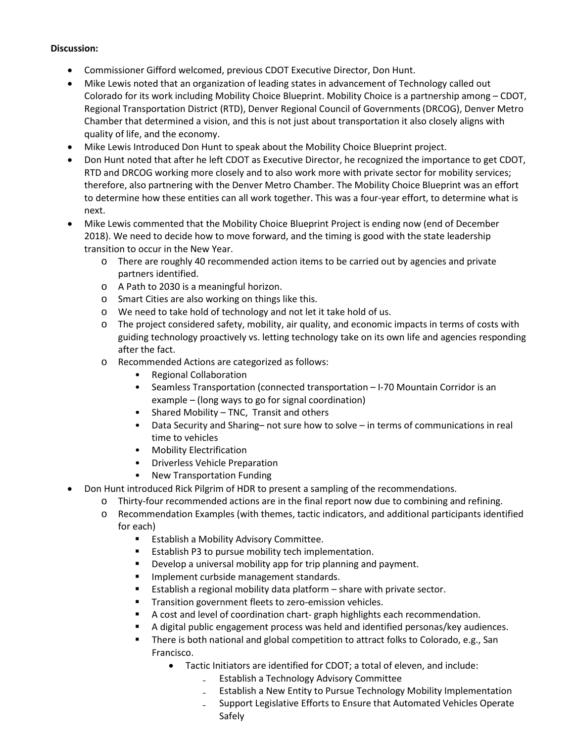**Discussion:**

- Commissioner Gifford welcomed, previous CDOT Executive Director, Don Hunt.
- Mike Lewis noted that an organization of leading states in advancement of Technology called out Colorado for its work including Mobility Choice Blueprint. Mobility Choice is a partnership among – CDOT, Regional Transportation District (RTD), Denver Regional Council of Governments (DRCOG), Denver Metro Chamber that determined a vision, and this is not just about transportation it also closely aligns with quality of life, and the economy.
- Mike Lewis Introduced Don Hunt to speak about the Mobility Choice Blueprint project.
- Don Hunt noted that after he left CDOT as Executive Director, he recognized the importance to get CDOT, RTD and DRCOG working more closely and to also work more with private sector for mobility services; therefore, also partnering with the Denver Metro Chamber. The Mobility Choice Blueprint was an effort to determine how these entities can all work together. This was a four-year effort, to determine what is next.
- Mike Lewis commented that the Mobility Choice Blueprint Project is ending now (end of December 2018). We need to decide how to move forward, and the timing is good with the state leadership transition to occur in the New Year.
    - There are roughly 40 recommended action items to be carried out by agencies and private partners identified.
    - A Path to 2030 is a meaningful horizon.
    - Smart Cities are also working on things like this.
    - We need to take hold of technology and not let it take hold of us.
    - The project considered safety, mobility, air quality, and economic impacts in terms of costs with guiding technology proactively vs. letting technology take on its own life and agencies responding after the fact.
    - Recommended Actions are categorized as follows:
        - Regional Collaboration
        - Seamless Transportation (connected transportation – I-70 Mountain Corridor is an example – (long ways to go for signal coordination)
        - Shared Mobility – TNC, Transit and others
        - Data Security and Sharing– not sure how to solve – in terms of communications in real time to vehicles
        - Mobility Electrification
        - Driverless Vehicle Preparation
        - New Transportation Funding
- Don Hunt introduced Rick Pilgrim of HDR to present a sampling of the recommendations.
    - Thirty-four recommended actions are in the final report now due to combining and refining.
    - Recommendation Examples (with themes, tactic indicators, and additional participants identified for each)
        - Establish a Mobility Advisory Committee.
        - Establish P3 to pursue mobility tech implementation.
        - Develop a universal mobility app for trip planning and payment.
        - Implement curbside management standards.
        - Establish a regional mobility data platform – share with private sector.
        - Transition government fleets to zero-emission vehicles.
        - A cost and level of coordination chart- graph highlights each recommendation.
        - A digital public engagement process was held and identified personas/key audiences.
        - There is both national and global competition to attract folks to Colorado, e.g., San Francisco.
            - Tactic Initiators are identified for CDOT; a total of eleven, and include:
                - Establish a Technology Advisory Committee
                - Establish a New Entity to Pursue Technology Mobility Implementation
                - Support Legislative Efforts to Ensure that Automated Vehicles Operate Safely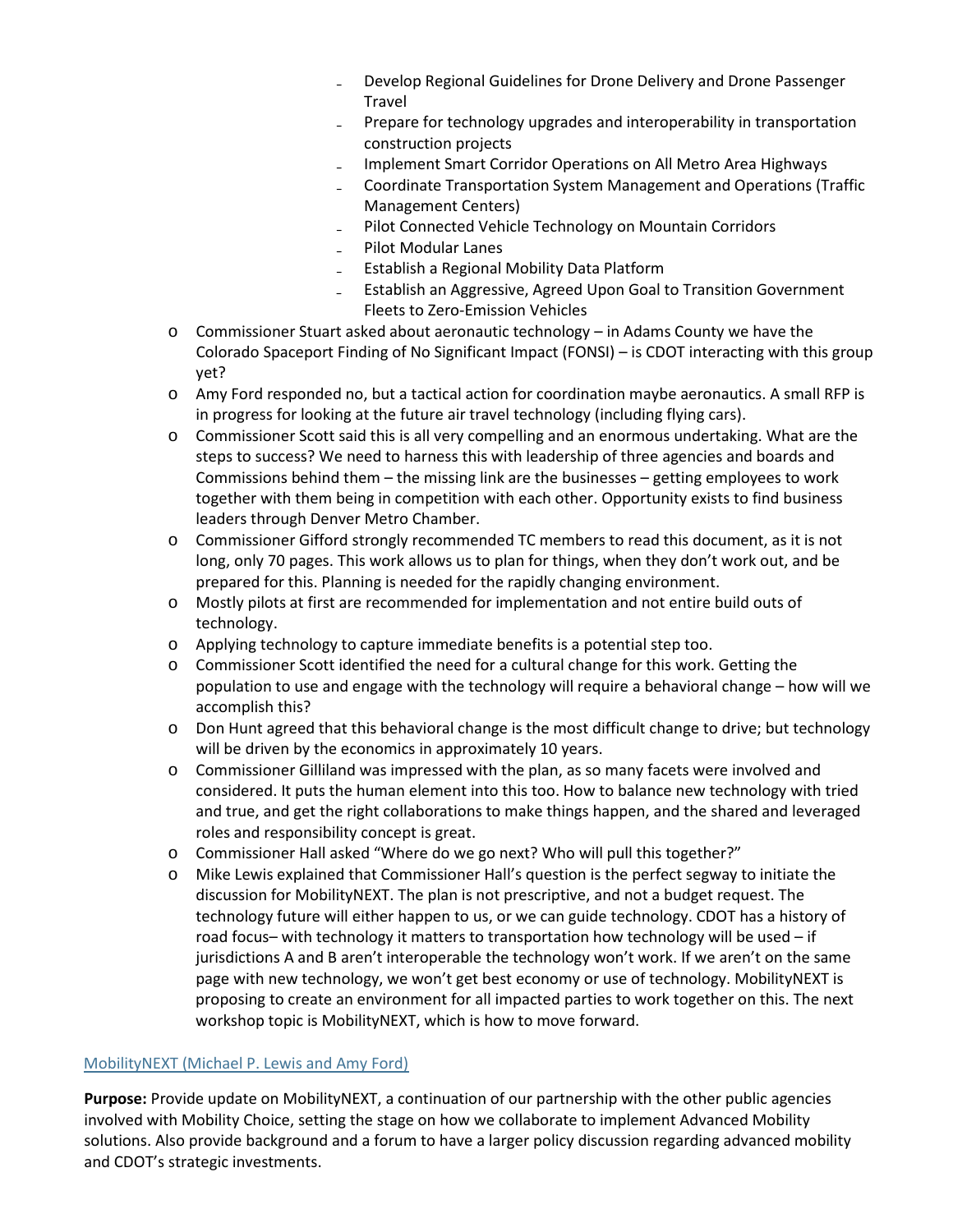- Develop Regional Guidelines for Drone Delivery and Drone Passenger Travel
- Prepare for technology upgrades and interoperability in transportation construction projects
- Implement Smart Corridor Operations on All Metro Area Highways
- Coordinate Transportation System Management and Operations (Traffic Management Centers)
- Pilot Connected Vehicle Technology on Mountain Corridors
- Pilot Modular Lanes
- Establish a Regional Mobility Data Platform
- Establish an Aggressive, Agreed Upon Goal to Transition Government Fleets to Zero-Emission Vehicles

- Commissioner Stuart asked about aeronautic technology – in Adams County we have the Colorado Spaceport Finding of No Significant Impact (FONSI) – is CDOT interacting with this group yet?
- Amy Ford responded no, but a tactical action for coordination maybe aeronautics. A small RFP is in progress for looking at the future air travel technology (including flying cars).
- Commissioner Scott said this is all very compelling and an enormous undertaking. What are the steps to success? We need to harness this with leadership of three agencies and boards and Commissions behind them – the missing link are the businesses – getting employees to work together with them being in competition with each other. Opportunity exists to find business leaders through Denver Metro Chamber.
- Commissioner Gifford strongly recommended TC members to read this document, as it is not long, only 70 pages. This work allows us to plan for things, when they don't work out, and be prepared for this. Planning is needed for the rapidly changing environment.
- Mostly pilots at first are recommended for implementation and not entire build outs of technology.
- Applying technology to capture immediate benefits is a potential step too.
- Commissioner Scott identified the need for a cultural change for this work. Getting the population to use and engage with the technology will require a behavioral change – how will we accomplish this?
- Don Hunt agreed that this behavioral change is the most difficult change to drive; but technology will be driven by the economics in approximately 10 years.
- Commissioner Gilliland was impressed with the plan, as so many facets were involved and considered. It puts the human element into this too. How to balance new technology with tried and true, and get the right collaborations to make things happen, and the shared and leveraged roles and responsibility concept is great.
- Commissioner Hall asked "Where do we go next? Who will pull this together?"
- Mike Lewis explained that Commissioner Hall's question is the perfect segway to initiate the discussion for MobilityNEXT. The plan is not prescriptive, and not a budget request. The technology future will either happen to us, or we can guide technology. CDOT has a history of road focus– with technology it matters to transportation how technology will be used – if jurisdictions A and B aren't interoperable the technology won't work. If we aren't on the same page with new technology, we won't get best economy or use of technology. MobilityNEXT is proposing to create an environment for all impacted parties to work together on this. The next workshop topic is MobilityNEXT, which is how to move forward.

MobilityNEXT (Michael P. Lewis and Amy Ford)

**Purpose:** Provide update on MobilityNEXT, a continuation of our partnership with the other public agencies involved with Mobility Choice, setting the stage on how we collaborate to implement Advanced Mobility solutions. Also provide background and a forum to have a larger policy discussion regarding advanced mobility and CDOT's strategic investments.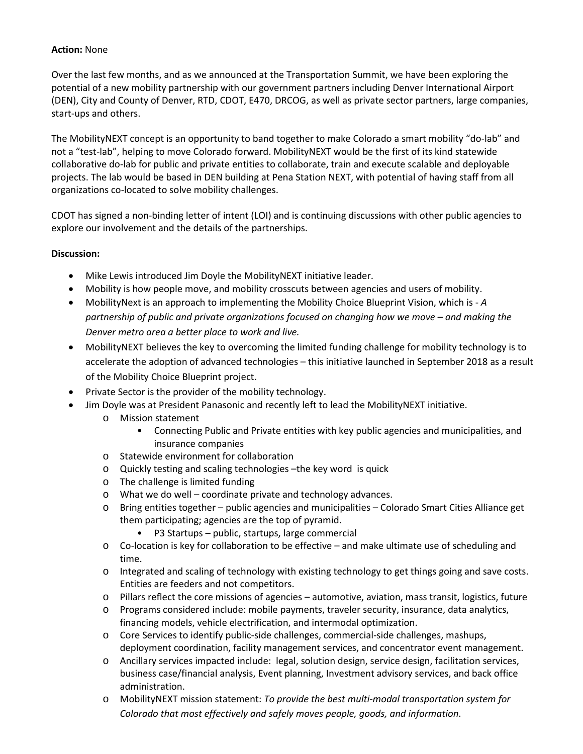**Action:** None

Over the last few months, and as we announced at the Transportation Summit, we have been exploring the potential of a new mobility partnership with our government partners including Denver International Airport (DEN), City and County of Denver, RTD, CDOT, E470, DRCOG, as well as private sector partners, large companies, start-ups and others.

The MobilityNEXT concept is an opportunity to band together to make Colorado a smart mobility "do-lab" and not a "test-lab", helping to move Colorado forward. MobilityNEXT would be the first of its kind statewide collaborative do-lab for public and private entities to collaborate, train and execute scalable and deployable projects. The lab would be based in DEN building at Pena Station NEXT, with potential of having staff from all organizations co-located to solve mobility challenges.

CDOT has signed a non-binding letter of intent (LOI) and is continuing discussions with other public agencies to explore our involvement and the details of the partnerships.

**Discussion:**

- Mike Lewis introduced Jim Doyle the MobilityNEXT initiative leader.
- Mobility is how people move, and mobility crosscuts between agencies and users of mobility.
- MobilityNext is an approach to implementing the Mobility Choice Blueprint Vision, which is - *A partnership of public and private organizations focused on changing how we move – and making the Denver metro area a better place to work and live.*
- MobilityNEXT believes the key to overcoming the limited funding challenge for mobility technology is to accelerate the adoption of advanced technologies – this initiative launched in September 2018 as a result of the Mobility Choice Blueprint project.
- Private Sector is the provider of the mobility technology.
- Jim Doyle was at President Panasonic and recently left to lead the MobilityNEXT initiative.
  - Mission statement
    - Connecting Public and Private entities with key public agencies and municipalities, and insurance companies
  - Statewide environment for collaboration
  - Quickly testing and scaling technologies –the key word is quick
  - The challenge is limited funding
  - What we do well – coordinate private and technology advances.
  - Bring entities together – public agencies and municipalities – Colorado Smart Cities Alliance get them participating; agencies are the top of pyramid.
    - P3 Startups – public, startups, large commercial
  - Co-location is key for collaboration to be effective – and make ultimate use of scheduling and time.
  - Integrated and scaling of technology with existing technology to get things going and save costs. Entities are feeders and not competitors.
  - Pillars reflect the core missions of agencies – automotive, aviation, mass transit, logistics, future
  - Programs considered include: mobile payments, traveler security, insurance, data analytics, financing models, vehicle electrification, and intermodal optimization.
  - Core Services to identify public-side challenges, commercial-side challenges, mashups, deployment coordination, facility management services, and concentrator event management.
  - Ancillary services impacted include: legal, solution design, service design, facilitation services, business case/financial analysis, Event planning, Investment advisory services, and back office administration.
  - MobilityNEXT mission statement: *To provide the best multi-modal transportation system for Colorado that most effectively and safely moves people, goods, and information.*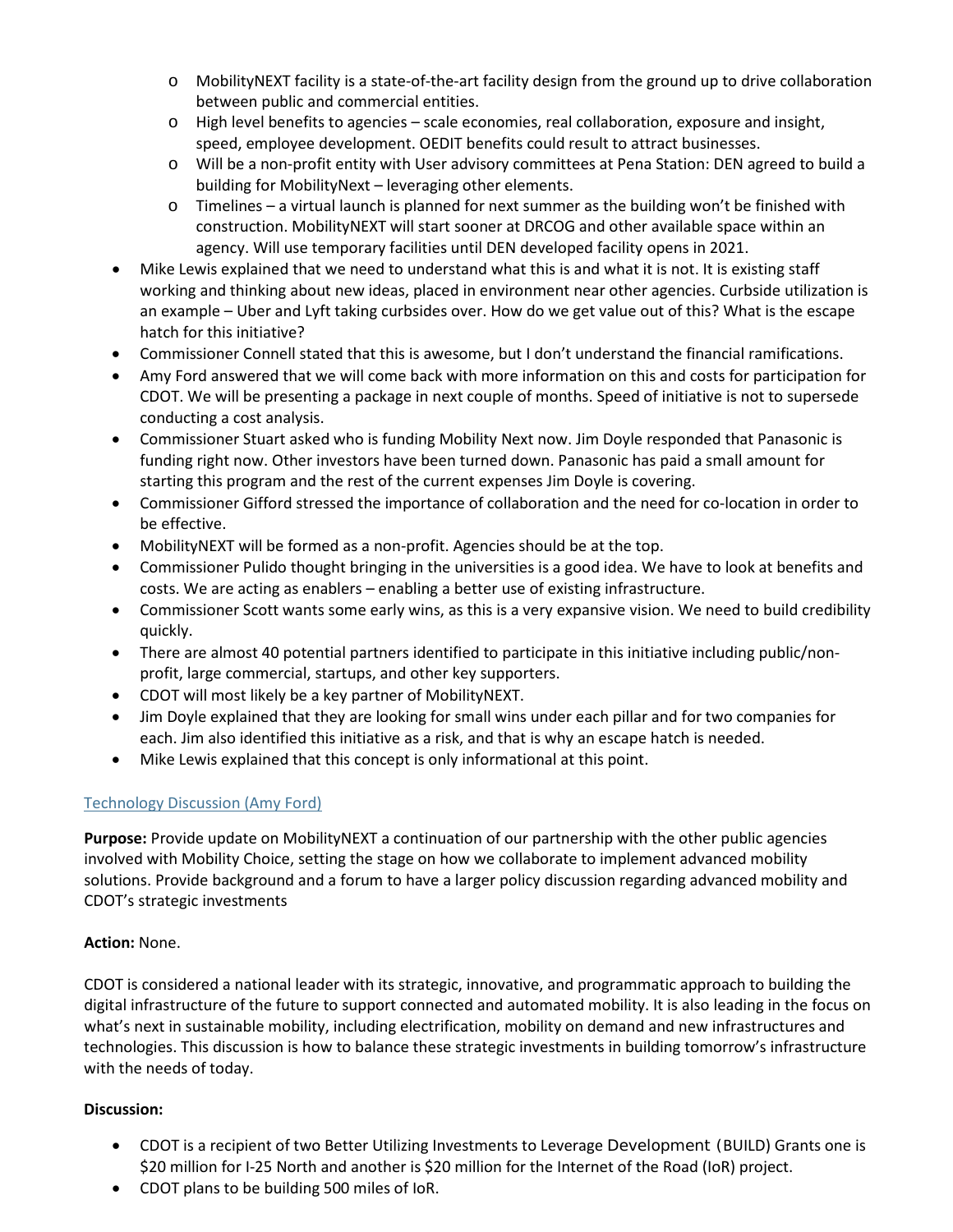- MobilityNEXT facility is a state-of-the-art facility design from the ground up to drive collaboration between public and commercial entities.
  - High level benefits to agencies – scale economies, real collaboration, exposure and insight, speed, employee development. OEDIT benefits could result to attract businesses.
  - Will be a non-profit entity with User advisory committees at Pena Station: DEN agreed to build a building for MobilityNext – leveraging other elements.
  - Timelines – a virtual launch is planned for next summer as the building won't be finished with construction. MobilityNEXT will start sooner at DRCOG and other available space within an agency. Will use temporary facilities until DEN developed facility opens in 2021.
- Mike Lewis explained that we need to understand what this is and what it is not. It is existing staff working and thinking about new ideas, placed in environment near other agencies. Curbside utilization is an example – Uber and Lyft taking curbsides over. How do we get value out of this? What is the escape hatch for this initiative?
- Commissioner Connell stated that this is awesome, but I don't understand the financial ramifications.
- Amy Ford answered that we will come back with more information on this and costs for participation for CDOT. We will be presenting a package in next couple of months. Speed of initiative is not to supersede conducting a cost analysis.
- Commissioner Stuart asked who is funding Mobility Next now. Jim Doyle responded that Panasonic is funding right now. Other investors have been turned down. Panasonic has paid a small amount for starting this program and the rest of the current expenses Jim Doyle is covering.
- Commissioner Gifford stressed the importance of collaboration and the need for co-location in order to be effective.
- MobilityNEXT will be formed as a non-profit. Agencies should be at the top.
- Commissioner Pulido thought bringing in the universities is a good idea. We have to look at benefits and costs. We are acting as enablers – enabling a better use of existing infrastructure.
- Commissioner Scott wants some early wins, as this is a very expansive vision. We need to build credibility quickly.
- There are almost 40 potential partners identified to participate in this initiative including public/non-profit, large commercial, startups, and other key supporters.
- CDOT will most likely be a key partner of MobilityNEXT.
- Jim Doyle explained that they are looking for small wins under each pillar and for two companies for each. Jim also identified this initiative as a risk, and that is why an escape hatch is needed.
- Mike Lewis explained that this concept is only informational at this point.

## Technology Discussion (Amy Ford)

**Purpose:** Provide update on MobilityNEXT a continuation of our partnership with the other public agencies involved with Mobility Choice, setting the stage on how we collaborate to implement advanced mobility solutions. Provide background and a forum to have a larger policy discussion regarding advanced mobility and CDOT's strategic investments

**Action:** None.

CDOT is considered a national leader with its strategic, innovative, and programmatic approach to building the digital infrastructure of the future to support connected and automated mobility. It is also leading in the focus on what's next in sustainable mobility, including electrification, mobility on demand and new infrastructures and technologies. This discussion is how to balance these strategic investments in building tomorrow's infrastructure with the needs of today.

**Discussion:**

- CDOT is a recipient of two Better Utilizing Investments to Leverage Development (BUILD) Grants one is $20 million for I-25 North and another is $20 million for the Internet of the Road (IoR) project.
- CDOT plans to be building 500 miles of IoR.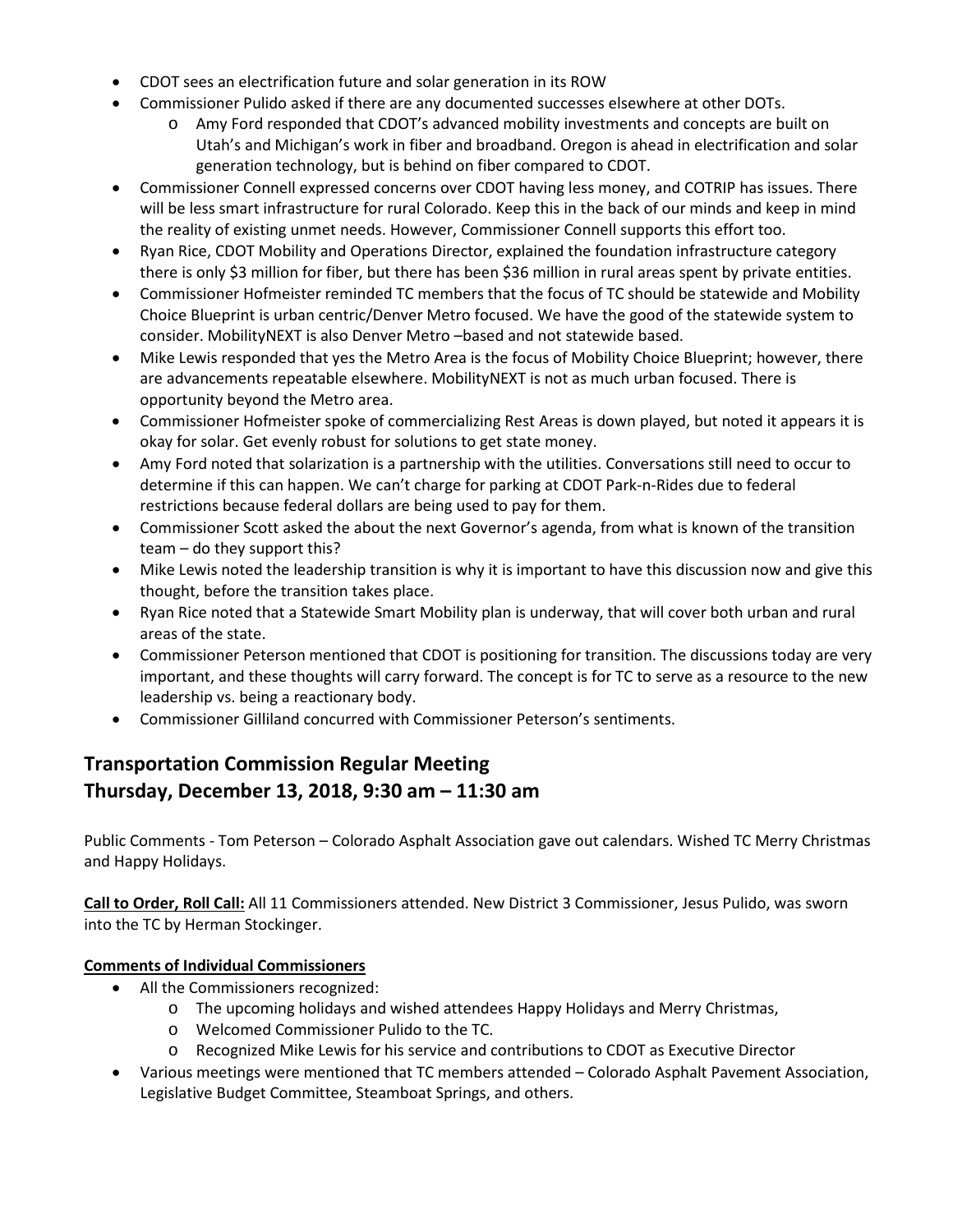- CDOT sees an electrification future and solar generation in its ROW
- Commissioner Pulido asked if there are any documented successes elsewhere at other DOTs.
    - Amy Ford responded that CDOT's advanced mobility investments and concepts are built on Utah's and Michigan's work in fiber and broadband. Oregon is ahead in electrification and solar generation technology, but is behind on fiber compared to CDOT.
- Commissioner Connell expressed concerns over CDOT having less money, and COTRIP has issues. There will be less smart infrastructure for rural Colorado. Keep this in the back of our minds and keep in mind the reality of existing unmet needs. However, Commissioner Connell supports this effort too.
- Ryan Rice, CDOT Mobility and Operations Director, explained the foundation infrastructure category there is only $3 million for fiber, but there has been $36 million in rural areas spent by private entities.
- Commissioner Hofmeister reminded TC members that the focus of TC should be statewide and Mobility Choice Blueprint is urban centric/Denver Metro focused. We have the good of the statewide system to consider. MobilityNEXT is also Denver Metro –based and not statewide based.
- Mike Lewis responded that yes the Metro Area is the focus of Mobility Choice Blueprint; however, there are advancements repeatable elsewhere. MobilityNEXT is not as much urban focused. There is opportunity beyond the Metro area.
- Commissioner Hofmeister spoke of commercializing Rest Areas is down played, but noted it appears it is okay for solar. Get evenly robust for solutions to get state money.
- Amy Ford noted that solarization is a partnership with the utilities. Conversations still need to occur to determine if this can happen. We can't charge for parking at CDOT Park-n-Rides due to federal restrictions because federal dollars are being used to pay for them.
- Commissioner Scott asked the about the next Governor's agenda, from what is known of the transition team – do they support this?
- Mike Lewis noted the leadership transition is why it is important to have this discussion now and give this thought, before the transition takes place.
- Ryan Rice noted that a Statewide Smart Mobility plan is underway, that will cover both urban and rural areas of the state.
- Commissioner Peterson mentioned that CDOT is positioning for transition. The discussions today are very important, and these thoughts will carry forward. The concept is for TC to serve as a resource to the new leadership vs. being a reactionary body.
- Commissioner Gilliland concurred with Commissioner Peterson's sentiments.

## Transportation Commission Regular Meeting
## Thursday, December 13, 2018, 9:30 am – 11:30 am

Public Comments - Tom Peterson – Colorado Asphalt Association gave out calendars. Wished TC Merry Christmas and Happy Holidays.

**Call to Order, Roll Call:** All 11 Commissioners attended. New District 3 Commissioner, Jesus Pulido, was sworn into the TC by Herman Stockinger.

**Comments of Individual Commissioners**

- All the Commissioners recognized:
    - The upcoming holidays and wished attendees Happy Holidays and Merry Christmas,
    - Welcomed Commissioner Pulido to the TC.
    - Recognized Mike Lewis for his service and contributions to CDOT as Executive Director
- Various meetings were mentioned that TC members attended – Colorado Asphalt Pavement Association, Legislative Budget Committee, Steamboat Springs, and others.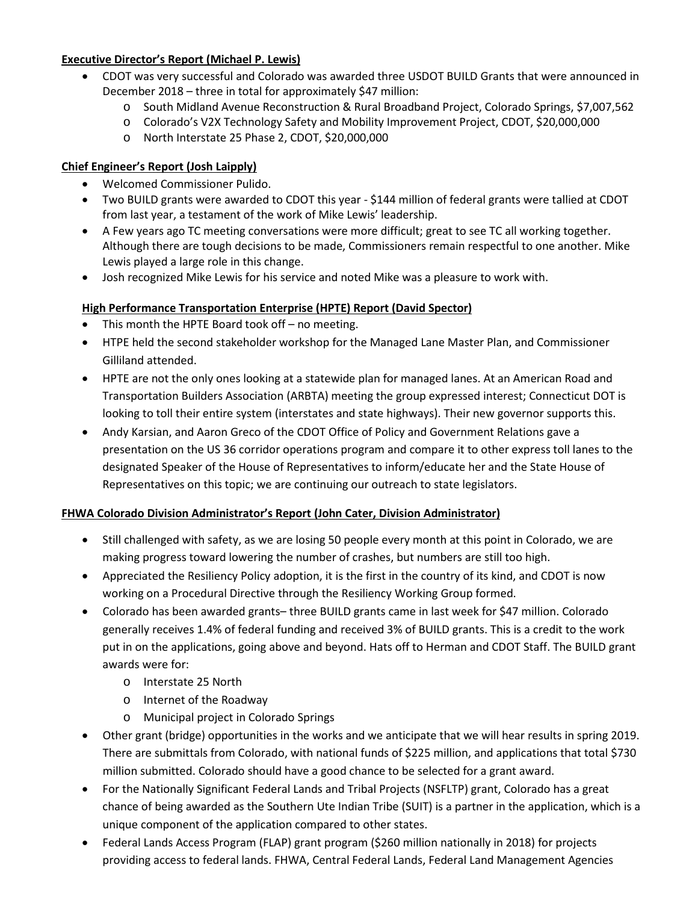**Executive Director's Report (Michael P. Lewis)**

- CDOT was very successful and Colorado was awarded three USDOT BUILD Grants that were announced in December 2018 – three in total for approximately $47 million:
  - South Midland Avenue Reconstruction & Rural Broadband Project, Colorado Springs, $7,007,562
  - Colorado's V2X Technology Safety and Mobility Improvement Project, CDOT, $20,000,000
  - North Interstate 25 Phase 2, CDOT, $20,000,000

**Chief Engineer's Report (Josh Laipply)**

- Welcomed Commissioner Pulido.
- Two BUILD grants were awarded to CDOT this year - $144 million of federal grants were tallied at CDOT from last year, a testament of the work of Mike Lewis' leadership.
- A Few years ago TC meeting conversations were more difficult; great to see TC all working together. Although there are tough decisions to be made, Commissioners remain respectful to one another. Mike Lewis played a large role in this change.
- Josh recognized Mike Lewis for his service and noted Mike was a pleasure to work with.

**High Performance Transportation Enterprise (HPTE) Report (David Spector)**

- This month the HPTE Board took off – no meeting.
- HTPE held the second stakeholder workshop for the Managed Lane Master Plan, and Commissioner Gilliland attended.
- HPTE are not the only ones looking at a statewide plan for managed lanes. At an American Road and Transportation Builders Association (ARBTA) meeting the group expressed interest; Connecticut DOT is looking to toll their entire system (interstates and state highways). Their new governor supports this.
- Andy Karsian, and Aaron Greco of the CDOT Office of Policy and Government Relations gave a presentation on the US 36 corridor operations program and compare it to other express toll lanes to the designated Speaker of the House of Representatives to inform/educate her and the State House of Representatives on this topic; we are continuing our outreach to state legislators.

**FHWA Colorado Division Administrator's Report (John Cater, Division Administrator)**

- Still challenged with safety, as we are losing 50 people every month at this point in Colorado, we are making progress toward lowering the number of crashes, but numbers are still too high.
- Appreciated the Resiliency Policy adoption, it is the first in the country of its kind, and CDOT is now working on a Procedural Directive through the Resiliency Working Group formed.
- Colorado has been awarded grants– three BUILD grants came in last week for $47 million. Colorado generally receives 1.4% of federal funding and received 3% of BUILD grants. This is a credit to the work put in on the applications, going above and beyond. Hats off to Herman and CDOT Staff. The BUILD grant awards were for:
  - Interstate 25 North
  - Internet of the Roadway
  - Municipal project in Colorado Springs
- Other grant (bridge) opportunities in the works and we anticipate that we will hear results in spring 2019. There are submittals from Colorado, with national funds of $225 million, and applications that total $730 million submitted. Colorado should have a good chance to be selected for a grant award.
- For the Nationally Significant Federal Lands and Tribal Projects (NSFLTP) grant, Colorado has a great chance of being awarded as the Southern Ute Indian Tribe (SUIT) is a partner in the application, which is a unique component of the application compared to other states.
- Federal Lands Access Program (FLAP) grant program ($260 million nationally in 2018) for projects providing access to federal lands. FHWA, Central Federal Lands, Federal Land Management Agencies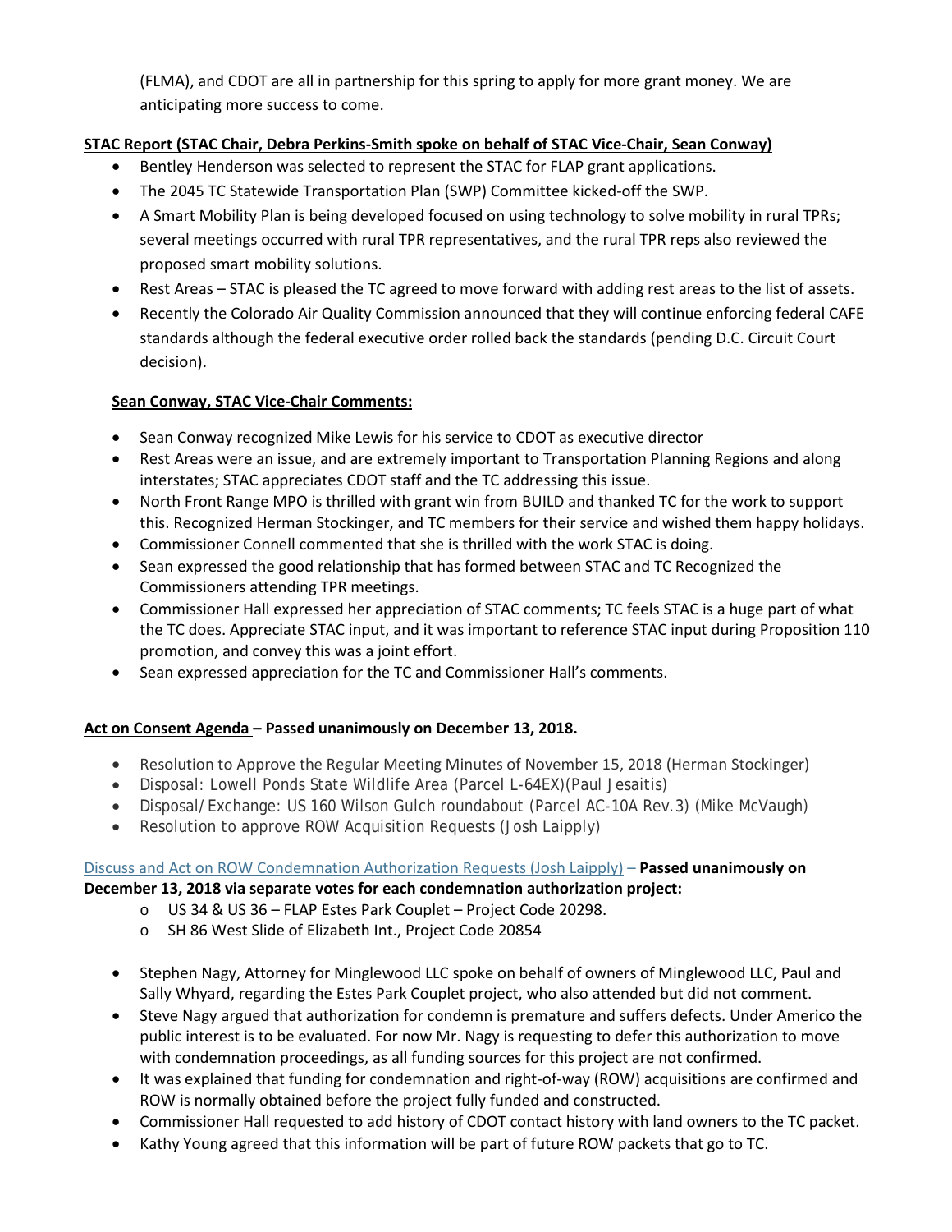(FLMA), and CDOT are all in partnership for this spring to apply for more grant money. We are anticipating more success to come.

**STAC Report (STAC Chair, Debra Perkins-Smith spoke on behalf of STAC Vice-Chair, Sean Conway)**

- Bentley Henderson was selected to represent the STAC for FLAP grant applications.
- The 2045 TC Statewide Transportation Plan (SWP) Committee kicked-off the SWP.
- A Smart Mobility Plan is being developed focused on using technology to solve mobility in rural TPRs; several meetings occurred with rural TPR representatives, and the rural TPR reps also reviewed the proposed smart mobility solutions.
- Rest Areas – STAC is pleased the TC agreed to move forward with adding rest areas to the list of assets.
- Recently the Colorado Air Quality Commission announced that they will continue enforcing federal CAFE standards although the federal executive order rolled back the standards (pending D.C. Circuit Court decision).

**Sean Conway, STAC Vice-Chair Comments:**

- Sean Conway recognized Mike Lewis for his service to CDOT as executive director
- Rest Areas were an issue, and are extremely important to Transportation Planning Regions and along interstates; STAC appreciates CDOT staff and the TC addressing this issue.
- North Front Range MPO is thrilled with grant win from BUILD and thanked TC for the work to support this. Recognized Herman Stockinger, and TC members for their service and wished them happy holidays.
- Commissioner Connell commented that she is thrilled with the work STAC is doing.
- Sean expressed the good relationship that has formed between STAC and TC Recognized the Commissioners attending TPR meetings.
- Commissioner Hall expressed her appreciation of STAC comments; TC feels STAC is a huge part of what the TC does. Appreciate STAC input, and it was important to reference STAC input during Proposition 110 promotion, and convey this was a joint effort.
- Sean expressed appreciation for the TC and Commissioner Hall's comments.

**Act on Consent Agenda – Passed unanimously on December 13, 2018.**

- Resolution to Approve the Regular Meeting Minutes of November 15, 2018 (Herman Stockinger)
- Disposal: Lowell Ponds State Wildlife Area (Parcel L-64EX)(Paul Jesaitis)
- Disposal/Exchange: US 160 Wilson Gulch roundabout (Parcel AC-10A Rev.3) (Mike McVaugh)
- Resolution to approve ROW Acquisition Requests (Josh Laipply)

Discuss and Act on ROW Condemnation Authorization Requests (Josh Laipply) – **Passed unanimously on December 13, 2018 via separate votes for each condemnation authorization project:**

  - US 34 & US 36 – FLAP Estes Park Couplet – Project Code 20298.
  - SH 86 West Slide of Elizabeth Int., Project Code 20854

- Stephen Nagy, Attorney for Minglewood LLC spoke on behalf of owners of Minglewood LLC, Paul and Sally Whyard, regarding the Estes Park Couplet project, who also attended but did not comment.
- Steve Nagy argued that authorization for condemn is premature and suffers defects. Under Americo the public interest is to be evaluated. For now Mr. Nagy is requesting to defer this authorization to move with condemnation proceedings, as all funding sources for this project are not confirmed.
- It was explained that funding for condemnation and right-of-way (ROW) acquisitions are confirmed and ROW is normally obtained before the project fully funded and constructed.
- Commissioner Hall requested to add history of CDOT contact history with land owners to the TC packet.
- Kathy Young agreed that this information will be part of future ROW packets that go to TC.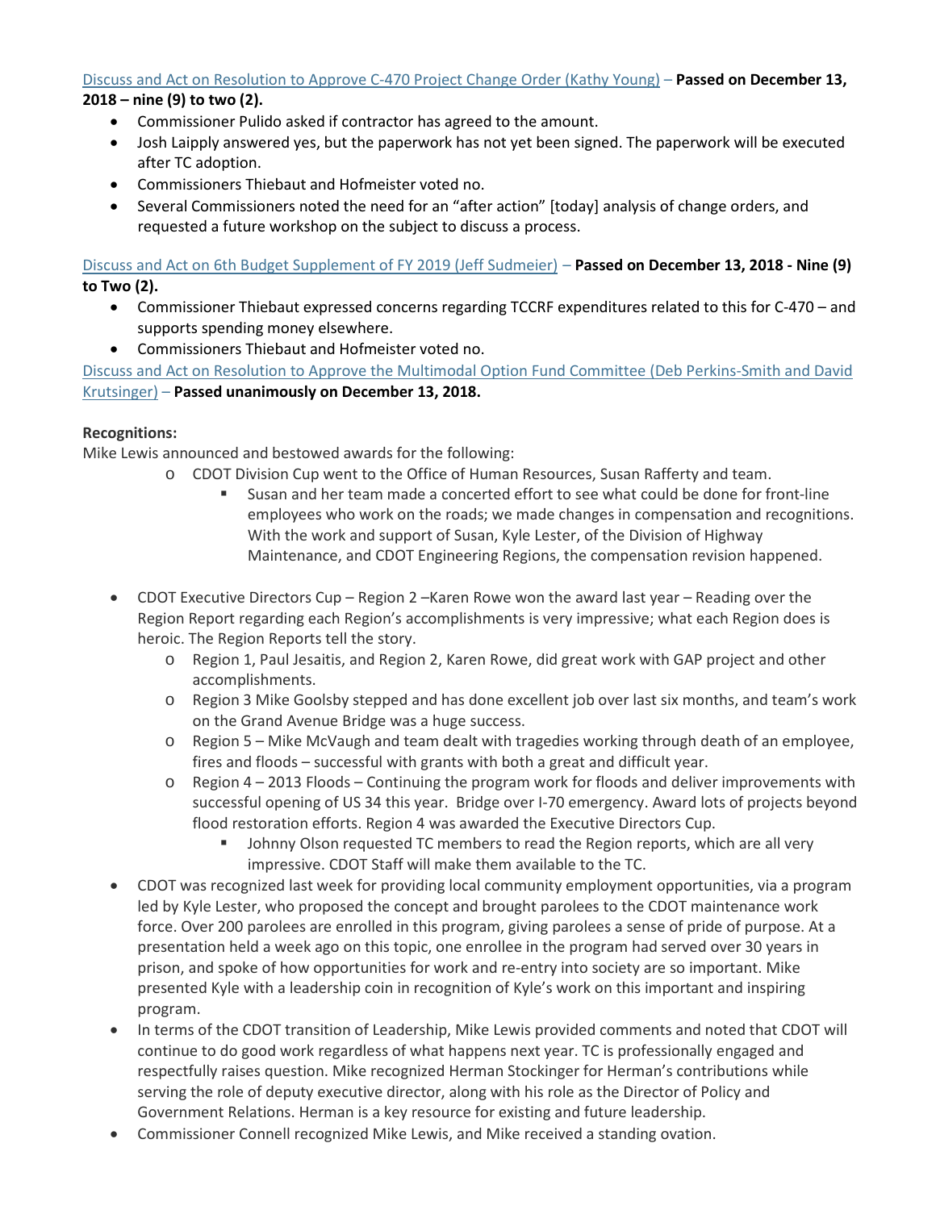Discuss and Act on Resolution to Approve C-470 Project Change Order (Kathy Young) – **Passed on December 13, 2018 – nine (9) to two (2).**

- Commissioner Pulido asked if contractor has agreed to the amount.
- Josh Laipply answered yes, but the paperwork has not yet been signed. The paperwork will be executed after TC adoption.
- Commissioners Thiebaut and Hofmeister voted no.
- Several Commissioners noted the need for an "after action" [today] analysis of change orders, and requested a future workshop on the subject to discuss a process.

Discuss and Act on 6th Budget Supplement of FY 2019 (Jeff Sudmeier) – **Passed on December 13, 2018 - Nine (9) to Two (2).**

- Commissioner Thiebaut expressed concerns regarding TCCRF expenditures related to this for C-470 – and supports spending money elsewhere.
- Commissioners Thiebaut and Hofmeister voted no.

Discuss and Act on Resolution to Approve the Multimodal Option Fund Committee (Deb Perkins-Smith and David Krutsinger) – **Passed unanimously on December 13, 2018.**

**Recognitions:**

Mike Lewis announced and bestowed awards for the following:

- CDOT Division Cup went to the Office of Human Resources, Susan Rafferty and team.
  - Susan and her team made a concerted effort to see what could be done for front-line employees who work on the roads; we made changes in compensation and recognitions. With the work and support of Susan, Kyle Lester, of the Division of Highway Maintenance, and CDOT Engineering Regions, the compensation revision happened.

- CDOT Executive Directors Cup – Region 2 –Karen Rowe won the award last year – Reading over the Region Report regarding each Region's accomplishments is very impressive; what each Region does is heroic. The Region Reports tell the story.
  - Region 1, Paul Jesaitis, and Region 2, Karen Rowe, did great work with GAP project and other accomplishments.
  - Region 3 Mike Goolsby stepped and has done excellent job over last six months, and team's work on the Grand Avenue Bridge was a huge success.
  - Region 5 – Mike McVaugh and team dealt with tragedies working through death of an employee, fires and floods – successful with grants with both a great and difficult year.
  - Region 4 – 2013 Floods – Continuing the program work for floods and deliver improvements with successful opening of US 34 this year. Bridge over I-70 emergency. Award lots of projects beyond flood restoration efforts. Region 4 was awarded the Executive Directors Cup.
    - Johnny Olson requested TC members to read the Region reports, which are all very impressive. CDOT Staff will make them available to the TC.
- CDOT was recognized last week for providing local community employment opportunities, via a program led by Kyle Lester, who proposed the concept and brought parolees to the CDOT maintenance work force. Over 200 parolees are enrolled in this program, giving parolees a sense of pride of purpose. At a presentation held a week ago on this topic, one enrollee in the program had served over 30 years in prison, and spoke of how opportunities for work and re-entry into society are so important. Mike presented Kyle with a leadership coin in recognition of Kyle's work on this important and inspiring program.
- In terms of the CDOT transition of Leadership, Mike Lewis provided comments and noted that CDOT will continue to do good work regardless of what happens next year. TC is professionally engaged and respectfully raises question. Mike recognized Herman Stockinger for Herman's contributions while serving the role of deputy executive director, along with his role as the Director of Policy and Government Relations. Herman is a key resource for existing and future leadership.
- Commissioner Connell recognized Mike Lewis, and Mike received a standing ovation.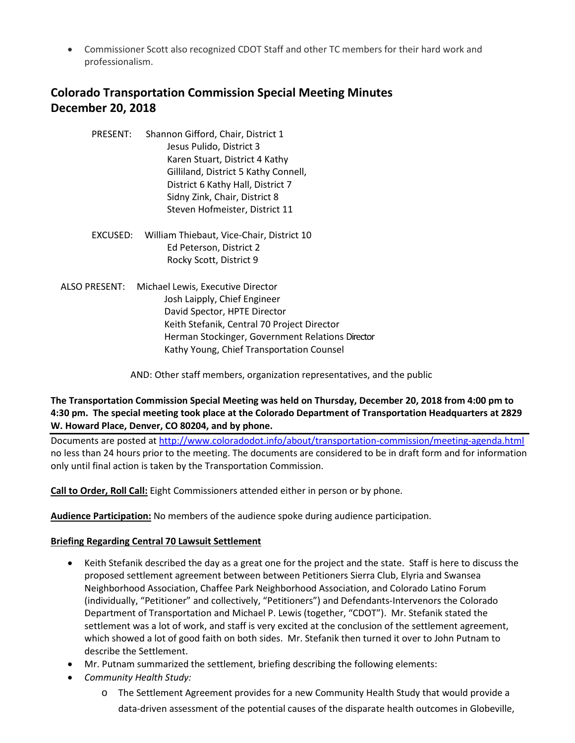- Commissioner Scott also recognized CDOT Staff and other TC members for their hard work and professionalism.

## Colorado Transportation Commission Special Meeting Minutes December 20, 2018

PRESENT: Shannon Gifford, Chair, District 1
Jesus Pulido, District 3
Karen Stuart, District 4 Kathy
Gilliland, District 5 Kathy Connell,
District 6 Kathy Hall, District 7
Sidny Zink, Chair, District 8
Steven Hofmeister, District 11

EXCUSED: William Thiebaut, Vice-Chair, District 10
Ed Peterson, District 2
Rocky Scott, District 9

ALSO PRESENT: Michael Lewis, Executive Director
Josh Laipply, Chief Engineer
David Spector, HPTE Director
Keith Stefanik, Central 70 Project Director
Herman Stockinger, Government Relations Director
Kathy Young, Chief Transportation Counsel

AND: Other staff members, organization representatives, and the public

**The Transportation Commission Special Meeting was held on Thursday, December 20, 2018 from 4:00 pm to 4:30 pm. The special meeting took place at the Colorado Department of Transportation Headquarters at 2829 W. Howard Place, Denver, CO 80204, and by phone.**

Documents are posted at http://www.coloradodot.info/about/transportation-commission/meeting-agenda.html no less than 24 hours prior to the meeting. The documents are considered to be in draft form and for information only until final action is taken by the Transportation Commission.

**Call to Order, Roll Call:** Eight Commissioners attended either in person or by phone.

**Audience Participation:** No members of the audience spoke during audience participation.

**Briefing Regarding Central 70 Lawsuit Settlement**

- Keith Stefanik described the day as a great one for the project and the state. Staff is here to discuss the proposed settlement agreement between between Petitioners Sierra Club, Elyria and Swansea Neighborhood Association, Chaffee Park Neighborhood Association, and Colorado Latino Forum (individually, "Petitioner" and collectively, "Petitioners") and Defendants-Intervenors the Colorado Department of Transportation and Michael P. Lewis (together, "CDOT"). Mr. Stefanik stated the settlement was a lot of work, and staff is very excited at the conclusion of the settlement agreement, which showed a lot of good faith on both sides. Mr. Stefanik then turned it over to John Putnam to describe the Settlement.
- Mr. Putnam summarized the settlement, briefing describing the following elements:
- *Community Health Study:*
    - The Settlement Agreement provides for a new Community Health Study that would provide a data-driven assessment of the potential causes of the disparate health outcomes in Globeville,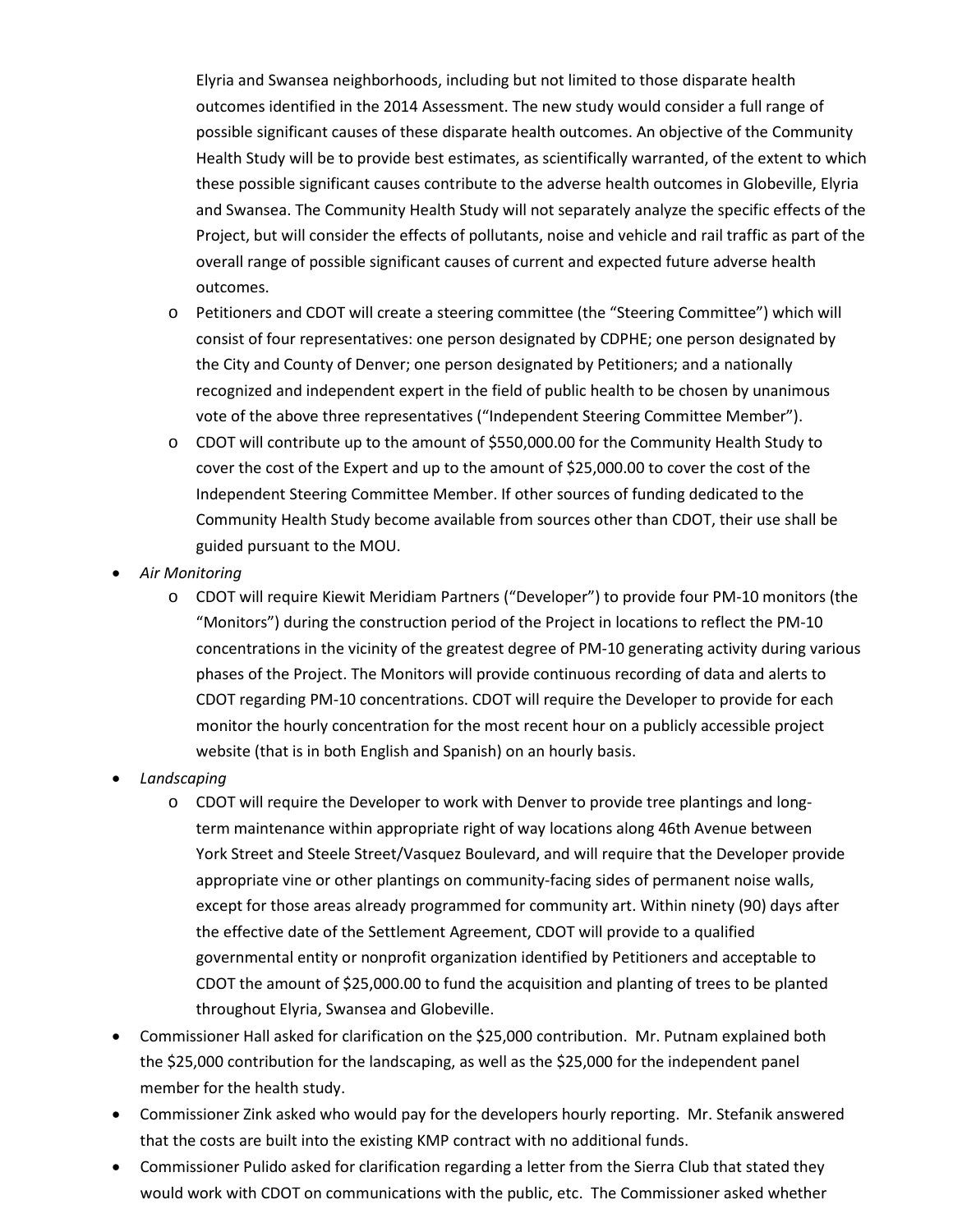Elyria and Swansea neighborhoods, including but not limited to those disparate health outcomes identified in the 2014 Assessment. The new study would consider a full range of possible significant causes of these disparate health outcomes. An objective of the Community Health Study will be to provide best estimates, as scientifically warranted, of the extent to which these possible significant causes contribute to the adverse health outcomes in Globeville, Elyria and Swansea. The Community Health Study will not separately analyze the specific effects of the Project, but will consider the effects of pollutants, noise and vehicle and rail traffic as part of the overall range of possible significant causes of current and expected future adverse health outcomes.

  - Petitioners and CDOT will create a steering committee (the "Steering Committee") which will consist of four representatives: one person designated by CDPHE; one person designated by the City and County of Denver; one person designated by Petitioners; and a nationally recognized and independent expert in the field of public health to be chosen by unanimous vote of the above three representatives ("Independent Steering Committee Member").
  - CDOT will contribute up to the amount of $550,000.00 for the Community Health Study to cover the cost of the Expert and up to the amount of $25,000.00 to cover the cost of the Independent Steering Committee Member. If other sources of funding dedicated to the Community Health Study become available from sources other than CDOT, their use shall be guided pursuant to the MOU.
- *Air Monitoring*
  - CDOT will require Kiewit Meridiam Partners ("Developer") to provide four PM-10 monitors (the "Monitors") during the construction period of the Project in locations to reflect the PM-10 concentrations in the vicinity of the greatest degree of PM-10 generating activity during various phases of the Project. The Monitors will provide continuous recording of data and alerts to CDOT regarding PM-10 concentrations. CDOT will require the Developer to provide for each monitor the hourly concentration for the most recent hour on a publicly accessible project website (that is in both English and Spanish) on an hourly basis.
- *Landscaping*
  - CDOT will require the Developer to work with Denver to provide tree plantings and long-term maintenance within appropriate right of way locations along 46th Avenue between York Street and Steele Street/Vasquez Boulevard, and will require that the Developer provide appropriate vine or other plantings on community-facing sides of permanent noise walls, except for those areas already programmed for community art. Within ninety (90) days after the effective date of the Settlement Agreement, CDOT will provide to a qualified governmental entity or nonprofit organization identified by Petitioners and acceptable to CDOT the amount of $25,000.00 to fund the acquisition and planting of trees to be planted throughout Elyria, Swansea and Globeville.
- Commissioner Hall asked for clarification on the $25,000 contribution. Mr. Putnam explained both the $25,000 contribution for the landscaping, as well as the $25,000 for the independent panel member for the health study.
- Commissioner Zink asked who would pay for the developers hourly reporting. Mr. Stefanik answered that the costs are built into the existing KMP contract with no additional funds.
- Commissioner Pulido asked for clarification regarding a letter from the Sierra Club that stated they would work with CDOT on communications with the public, etc. The Commissioner asked whether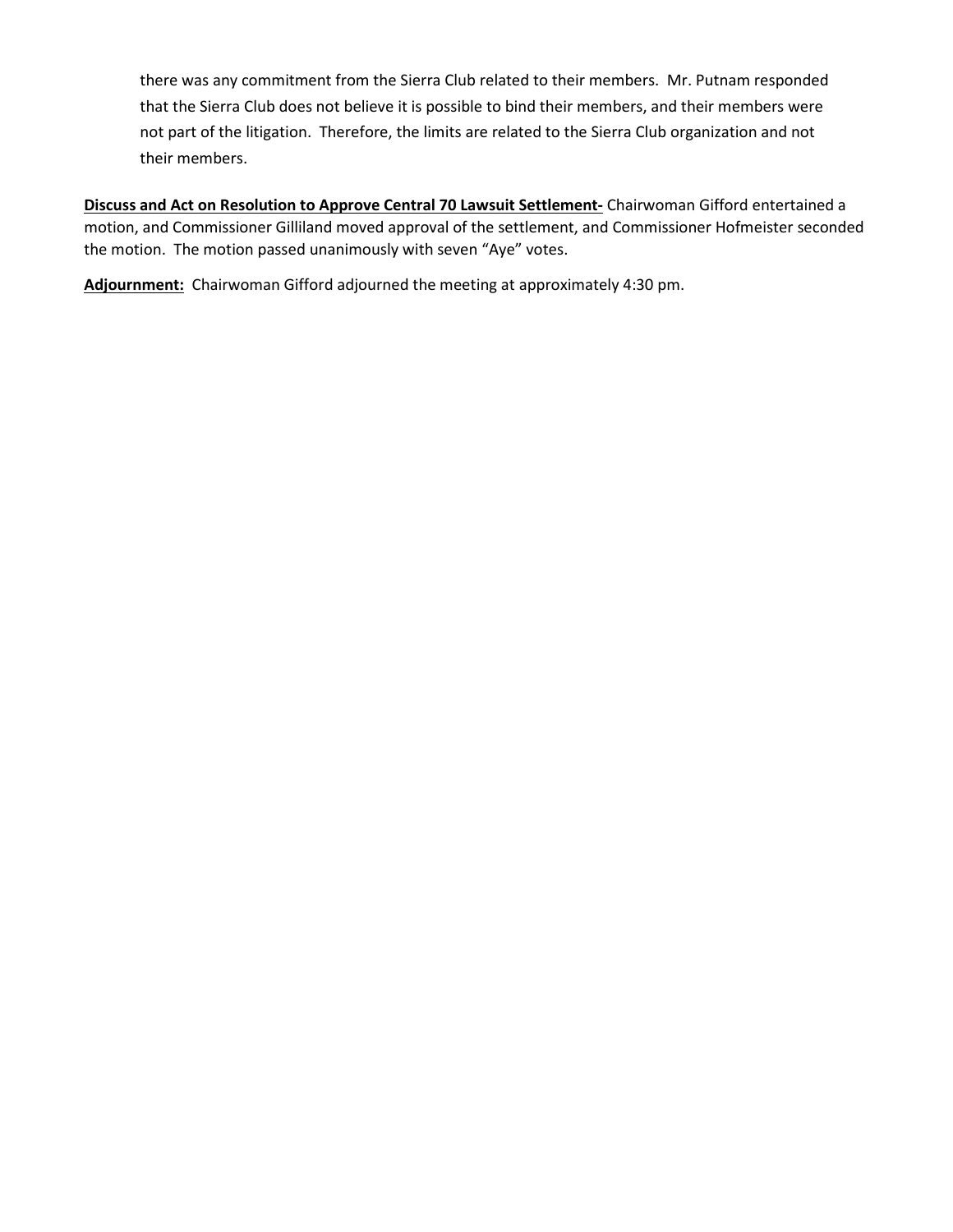there was any commitment from the Sierra Club related to their members. Mr. Putnam responded that the Sierra Club does not believe it is possible to bind their members, and their members were not part of the litigation. Therefore, the limits are related to the Sierra Club organization and not their members.

**Discuss and Act on Resolution to Approve Central 70 Lawsuit Settlement-** Chairwoman Gifford entertained a motion, and Commissioner Gilliland moved approval of the settlement, and Commissioner Hofmeister seconded the motion. The motion passed unanimously with seven "Aye" votes.

**Adjournment:** Chairwoman Gifford adjourned the meeting at approximately 4:30 pm.